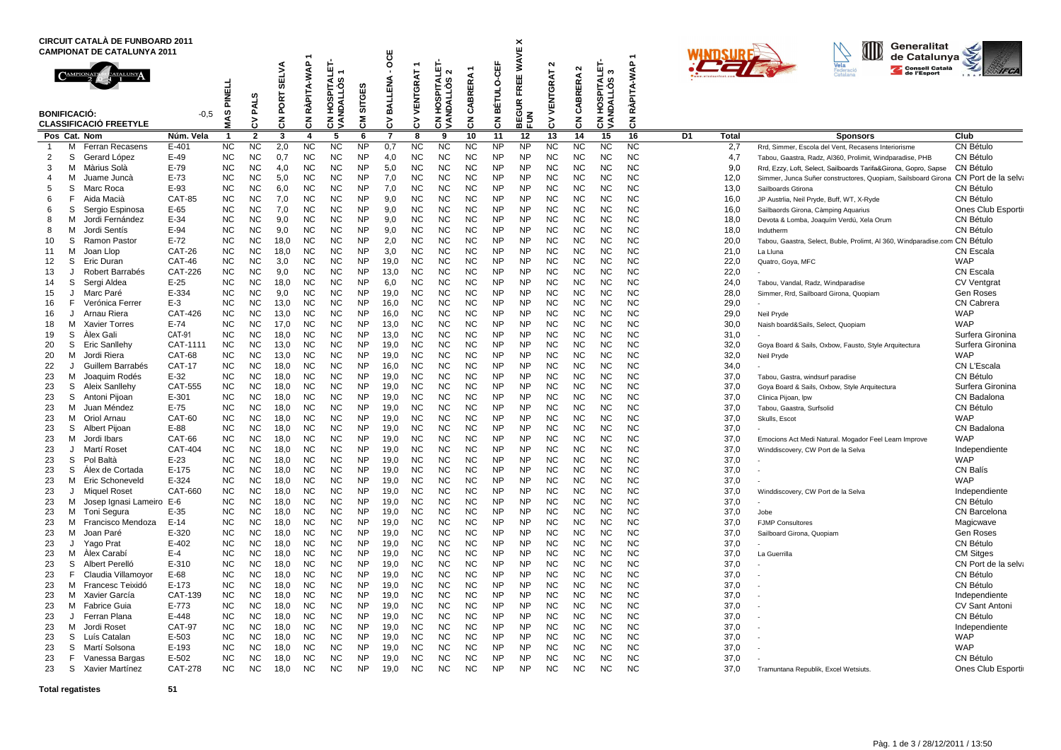**CIRCUIT CATALÀ DE FUNBOARD 2011**
**CAMPIONAT DE CATALUNYA 2011**

**BONIFICACIÓ:** -0,5

**CLASSIFICACIÓ FREESTYLE**

| Pos | Cat. | Nom | Núm. Vela | MAS PINELL 1 | CV PALS 2 | CN PORT SELVA 3 | CN RÀPITA-WAP 1 4 | CN HOSPITALET-VANDALLÒS 1 5 | CM SITGES 6 | CV BALLENA - OCE 7 | CV VENTGRAT 1 8 | CN HOSPITALET-VANDALLÒS 2 9 | CN CABRERA 1 10 | CN BÉTULO-CEF 11 | BEGUR FREE WAVE X FUN 12 | CV VENTGRAT 2 13 | CN CABRERA 2 14 | CN HOSPITALET-VANDALLÒS 3 15 | CN RÀPITA-WAP 1 16 | D1 | Total | Sponsors | Club |
|---|---|---|---|---|---|---|---|---|---|---|---|---|---|---|---|---|---|---|---|---|---|---|---|
| 1 | M | Ferran Recasens | E-401 | NC | NC | 2,0 | NC | NC | NP | 0,7 | NC | NC | NC | NP | NP | NC | NC | NC | NC | | 2,7 | Rrd, Simmer, Escola del Vent, Recasens Interiorisme | CN Bétulo |
| 2 | S | Gerard López | E-49 | NC | NC | 0,7 | NC | NC | NP | 4,0 | NC | NC | NC | NP | NP | NC | NC | NC | NC | | 4,7 | Tabou, Gaastra, Radz, AI360, Prolimit, Windparadise, PHB | CN Bétulo |
| 3 | M | Màrius Solà | E-79 | NC | NC | 4,0 | NC | NC | NP | 5,0 | NC | NC | NC | NP | NP | NC | NC | NC | NC | | 9,0 | Rrd, Ezzy, Loft, Select, Sailboards Tarifa&Girona, Gopro, Sapse | CN Bétulo |
| 4 | M | Juame Juncà | E-73 | NC | NC | 5,0 | NC | NC | NP | 7,0 | NC | NC | NC | NP | NP | NC | NC | NC | NC | | 12,0 | Simmer, Junca Suñer constructores, Quopiam, Sailsboard Girona | CN Port de la selva |
| 5 | S | Marc Roca | E-93 | NC | NC | 6,0 | NC | NC | NP | 7,0 | NC | NC | NC | NP | NP | NC | NC | NC | NC | | 13,0 | Sailboards Gtirona | CN Bétulo |
| 6 | F | Aida Macià | CAT-85 | NC | NC | 7,0 | NC | NC | NP | 9,0 | NC | NC | NC | NP | NP | NC | NC | NC | NC | | 16,0 | JP Austrlia, Neil Pryde, Buff, WT, X-Ryde | CN Bétulo |
| 6 | S | Sergio Espinosa | E-65 | NC | NC | 7,0 | NC | NC | NP | 9,0 | NC | NC | NC | NP | NP | NC | NC | NC | NC | | 16,0 | Sailbaords Girona, Càmping Aquarius | Ones Club Esporti |
| 8 | M | Jordi Fernández | E-34 | NC | NC | 9,0 | NC | NC | NP | 9,0 | NC | NC | NC | NP | NP | NC | NC | NC | NC | | 18,0 | Devota & Lomba, Joaquim Verdú, Xela Orum | CN Bétulo |
| 8 | M | Jordi Sentís | E-94 | NC | NC | 9,0 | NC | NC | NP | 9,0 | NC | NC | NC | NP | NP | NC | NC | NC | NC | | 18,0 | Indutherm | CN Bétulo |
| 10 | S | Ramon Pastor | E-72 | NC | NC | 18,0 | NC | NC | NP | 2,0 | NC | NC | NC | NP | NP | NC | NC | NC | NC | | 20,0 | Tabou, Gaastra, Select, Buble, Prolimt, AI 360, Windparadise.com | CN Bétulo |
| 11 | M | Joan Llop | CAT-26 | NC | NC | 18,0 | NC | NC | NP | 3,0 | NC | NC | NC | NP | NP | NC | NC | NC | NC | | 21,0 | La Lluna | CN Escala |
| 12 | S | Eric Duran | CAT-46 | NC | NC | 3,0 | NC | NC | NP | 19,0 | NC | NC | NC | NP | NP | NC | NC | NC | NC | | 22,0 | Quatro, Goya, MFC | WAP |
| 13 | J | Robert Barrabés | CAT-226 | NC | NC | 9,0 | NC | NC | NP | 13,0 | NC | NC | NC | NP | NP | NC | NC | NC | NC | | 22,0 | - | CN Escala |
| 14 | S | Sergi Aldea | E-25 | NC | NC | 18,0 | NC | NC | NP | 6,0 | NC | NC | NC | NP | NP | NC | NC | NC | NC | | 24,0 | Tabou, Vandal, Radz, Windparadise | CV Ventgrat |
| 15 | J | Marc Paré | E-334 | NC | NC | 9,0 | NC | NC | NP | 19,0 | NC | NC | NC | NP | NP | NC | NC | NC | NC | | 28,0 | Simmer, Rrd, Sailboard Girona, Quopiam | Gen Roses |
| 16 | F | Verónica Ferrer | E-3 | NC | NC | 13,0 | NC | NC | NP | 16,0 | NC | NC | NC | NP | NP | NC | NC | NC | NC | | 29,0 | - | CN Cabrera |
| 16 | J | Arnau Riera | CAT-426 | NC | NC | 13,0 | NC | NC | NP | 16,0 | NC | NC | NC | NP | NP | NC | NC | NC | NC | | 29,0 | Neil Pryde | WAP |
| 18 | M | Xavier Torres | E-74 | NC | NC | 17,0 | NC | NC | NP | 13,0 | NC | NC | NC | NP | NP | NC | NC | NC | NC | | 30,0 | Naish board&Sails, Select, Quopiam | WAP |
| 19 | S | Àlex Galí | CAT-91 | NC | NC | 18,0 | NC | NC | NP | 13,0 | NC | NC | NC | NP | NP | NC | NC | NC | NC | | 31,0 | - | Surfera Gironina |
| 20 | S | Eric Sanllehy | CAT-1111 | NC | NC | 13,0 | NC | NC | NP | 19,0 | NC | NC | NC | NP | NP | NC | NC | NC | NC | | 32,0 | Goya Board & Sails, Oxbow, Fausto, Style Arquitectura | Surfera Gironina |
| 20 | M | Jordi Riera | CAT-68 | NC | NC | 13,0 | NC | NC | NP | 19,0 | NC | NC | NC | NP | NP | NC | NC | NC | NC | | 32,0 | Neil Pryde | WAP |
| 22 | J | Guillem Barrabés | CAT-17 | NC | NC | 18,0 | NC | NC | NP | 16,0 | NC | NC | NC | NP | NP | NC | NC | NC | NC | | 34,0 | - | CN L'Escala |
| 23 | M | Joaquim Rodés | E-32 | NC | NC | 18,0 | NC | NC | NP | 19,0 | NC | NC | NC | NP | NP | NC | NC | NC | NC | | 37,0 | Tabou, Gastra, windsurf paradise | CN Bétulo |
| 23 | S | Aleix Sanllehy | CAT-555 | NC | NC | 18,0 | NC | NC | NP | 19,0 | NC | NC | NC | NP | NP | NC | NC | NC | NC | | 37,0 | Goya Board & Sails, Oxbow, Style Arquitectura | Surfera Gironina |
| 23 | S | Antoni Pijoan | E-301 | NC | NC | 18,0 | NC | NC | NP | 19,0 | NC | NC | NC | NP | NP | NC | NC | NC | NC | | 37,0 | Clinica Pijoan, lpw | CN Badalona |
| 23 | M | Juan Méndez | E-75 | NC | NC | 18,0 | NC | NC | NP | 19,0 | NC | NC | NC | NP | NP | NC | NC | NC | NC | | 37,0 | Tabou, Gaastra, Surfsolid | CN Bétulo |
| 23 | M | Oriol Arnau | CAT-60 | NC | NC | 18,0 | NC | NC | NP | 19,0 | NC | NC | NC | NP | NP | NC | NC | NC | NC | | 37,0 | Skulls, Escot | WAP |
| 23 | S | Albert Pijoan | E-88 | NC | NC | 18,0 | NC | NC | NP | 19,0 | NC | NC | NC | NP | NP | NC | NC | NC | NC | | 37,0 | - | CN Badalona |
| 23 | M | Jordi Ibars | CAT-66 | NC | NC | 18,0 | NC | NC | NP | 19,0 | NC | NC | NC | NP | NP | NC | NC | NC | NC | | 37,0 | Emocions Act Medi Natural. Mogador Feel Learn Improve | WAP |
| 23 | J | Martí Roset | CAT-404 | NC | NC | 18,0 | NC | NC | NP | 19,0 | NC | NC | NC | NP | NP | NC | NC | NC | NC | | 37,0 | Winddiscovery, CW Port de la Selva | Independiente |
| 23 | S | Pol Baltà | E-23 | NC | NC | 18,0 | NC | NC | NP | 19,0 | NC | NC | NC | NP | NP | NC | NC | NC | NC | | 37,0 | - | WAP |
| 23 | S | Álex de Cortada | E-175 | NC | NC | 18,0 | NC | NC | NP | 19,0 | NC | NC | NC | NP | NP | NC | NC | NC | NC | | 37,0 | - | CN Balís |
| 23 | M | Eric Schoneveld | E-324 | NC | NC | 18,0 | NC | NC | NP | 19,0 | NC | NC | NC | NP | NP | NC | NC | NC | NC | | 37,0 | - | WAP |
| 23 | J | Miquel Roset | CAT-660 | NC | NC | 18,0 | NC | NC | NP | 19,0 | NC | NC | NC | NP | NP | NC | NC | NC | NC | | 37,0 | Winddiscovery, CW Port de la Selva | Independiente |
| 23 | M | Josep Ignasi Lameiro | E-6 | NC | NC | 18,0 | NC | NC | NP | 19,0 | NC | NC | NC | NP | NP | NC | NC | NC | NC | | 37,0 | - | CN Bétulo |
| 23 | M | Toni Segura | E-35 | NC | NC | 18,0 | NC | NC | NP | 19,0 | NC | NC | NC | NP | NP | NC | NC | NC | NC | | 37,0 | Jobe | CN Barcelona |
| 23 | M | Francisco Mendoza | E-14 | NC | NC | 18,0 | NC | NC | NP | 19,0 | NC | NC | NC | NP | NP | NC | NC | NC | NC | | 37,0 | FJMP Consultores | Magicwave |
| 23 | M | Joan Paré | E-320 | NC | NC | 18,0 | NC | NC | NP | 19,0 | NC | NC | NC | NP | NP | NC | NC | NC | NC | | 37,0 | Sailboard Girona, Quopiam | Gen Roses |
| 23 | J | Yago Prat | E-402 | NC | NC | 18,0 | NC | NC | NP | 19,0 | NC | NC | NC | NP | NP | NC | NC | NC | NC | | 37,0 | - | CN Bétulo |
| 23 | M | Àlex Carabí | E-4 | NC | NC | 18,0 | NC | NC | NP | 19,0 | NC | NC | NC | NP | NP | NC | NC | NC | NC | | 37,0 | La Guerrilla | CM Sitges |
| 23 | S | Albert Perelló | E-310 | NC | NC | 18,0 | NC | NC | NP | 19,0 | NC | NC | NC | NP | NP | NC | NC | NC | NC | | 37,0 | - | CN Port de la selva |
| 23 | F | Claudia Villamoyor | E-68 | NC | NC | 18,0 | NC | NC | NP | 19,0 | NC | NC | NC | NP | NP | NC | NC | NC | NC | | 37,0 | - | CN Bétulo |
| 23 | M | Francesc Teixidó | E-173 | NC | NC | 18,0 | NC | NC | NP | 19,0 | NC | NC | NC | NP | NP | NC | NC | NC | NC | | 37,0 | - | CN Bétulo |
| 23 | M | Xavier García | CAT-139 | NC | NC | 18,0 | NC | NC | NP | 19,0 | NC | NC | NC | NP | NP | NC | NC | NC | NC | | 37,0 | - | Independiente |
| 23 | M | Fabrice Guia | E-773 | NC | NC | 18,0 | NC | NC | NP | 19,0 | NC | NC | NC | NP | NP | NC | NC | NC | NC | | 37,0 | - | CV Sant Antoni |
| 23 | J | Ferran Plana | E-448 | NC | NC | 18,0 | NC | NC | NP | 19,0 | NC | NC | NC | NP | NP | NC | NC | NC | NC | | 37,0 | - | CN Bétulo |
| 23 | M | Jordi Roset | CAT-97 | NC | NC | 18,0 | NC | NC | NP | 19,0 | NC | NC | NC | NP | NP | NC | NC | NC | NC | | 37,0 | - | Independiente |
| 23 | S | Luís Catalan | E-503 | NC | NC | 18,0 | NC | NC | NP | 19,0 | NC | NC | NC | NP | NP | NC | NC | NC | NC | | 37,0 | - | WAP |
| 23 | S | Martí Solsona | E-193 | NC | NC | 18,0 | NC | NC | NP | 19,0 | NC | NC | NC | NP | NP | NC | NC | NC | NC | | 37,0 | - | WAP |
| 23 | F | Vanessa Bargas | E-502 | NC | NC | 18,0 | NC | NC | NP | 19,0 | NC | NC | NC | NP | NP | NC | NC | NC | NC | | 37,0 | - | CN Bétulo |
| 23 | S | Xavier Martínez | CAT-278 | NC | NC | 18,0 | NC | NC | NP | 19,0 | NC | NC | NC | NP | NP | NC | NC | NC | NC | | 37,0 | Tramuntana Republik, Excel Wetsiuts. | Ones Club Esporti |

**Total regatistes** 51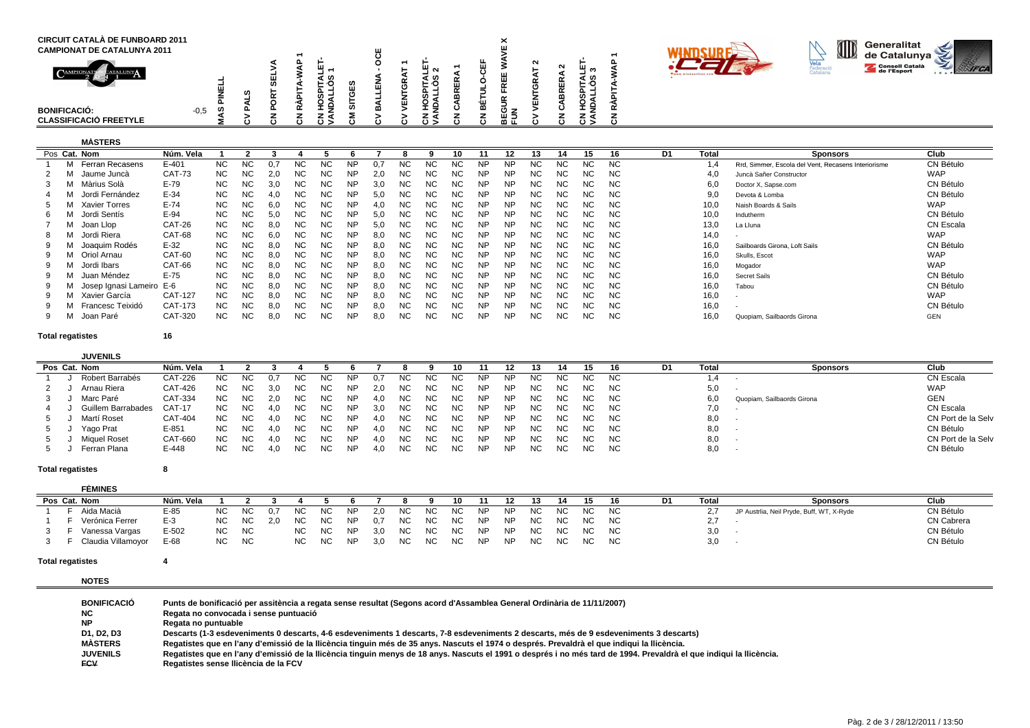**CIRCUIT CATALÀ DE FUNBOARD 2011**
**CAMPIONAT DE CATALUNYA 2011**

**BONIFICACIÓ:** -0,5
**CLASSIFICACIÓ FREETYLE**

| 1 | 2 | 3 | 4 | 5 | 6 | 7 | 8 | 9 | 10 | 11 | 12 | 13 | 14 | 15 | 16 |
|---|---|---|---|---|---|---|---|---|---|---|---|---|---|---|---|
| MAS PINELL | CV PALS | CN PORT SELVA | CN RÀPITA-WAP 1 | CN HOSPITALET-VANDALLÒS 1 | CM SITGES | CV BALLENA - OCE | CV VENTGRAT 1 | CN HOSPITALET-VANDALLÒS 2 | CN CABRERA 1 | CN BÉTULO-CEF | BEGUR FREE WAVE X FUN | CV VENTGRAT 2 | CN CABRERA 2 | CN HOSPITALET-VANDALLÒS 3 | CN RÀPITA-WAP 1 |

### MÀSTERS

| Pos | Cat. | Nom | Núm. Vela | 1 | 2 | 3 | 4 | 5 | 6 | 7 | 8 | 9 | 10 | 11 | 12 | 13 | 14 | 15 | 16 | D1 | Total | Sponsors | Club |
|---|---|---|---|---|---|---|---|---|---|---|---|---|---|---|---|---|---|---|---|---|---|---|---|
| 1 | M | Ferran Recasens | E-401 | NC | NC | 0,7 | NC | NC | NP | 0,7 | NC | NC | NC | NP | NP | NC | NC | NC | NC | | 1,4 | Rrd, Simmer, Escola del Vent, Recasens Interiorisme | CN Bétulo |
| 2 | M | Jaume Juncà | CAT-73 | NC | NC | 2,0 | NC | NC | NP | 2,0 | NC | NC | NC | NP | NP | NC | NC | NC | NC | | 4,0 | Juncà Sañer Constructor | WAP |
| 3 | M | Màrius Solà | E-79 | NC | NC | 3,0 | NC | NC | NP | 3,0 | NC | NC | NC | NP | NP | NC | NC | NC | NC | | 6,0 | Doctor X, Sapse.com | CN Bétulo |
| 4 | M | Jordi Fernández | E-34 | NC | NC | 4,0 | NC | NC | NP | 5,0 | NC | NC | NC | NP | NP | NC | NC | NC | NC | | 9,0 | Devota & Lomba | CN Bétulo |
| 5 | M | Xavier Torres | E-74 | NC | NC | 6,0 | NC | NC | NP | 4,0 | NC | NC | NC | NP | NP | NC | NC | NC | NC | | 10,0 | Naish Boards & Sails | WAP |
| 6 | M | Jordi Sentís | E-94 | NC | NC | 5,0 | NC | NC | NP | 5,0 | NC | NC | NC | NP | NP | NC | NC | NC | NC | | 10,0 | Indutherm | CN Bétulo |
| 7 | M | Joan Llop | CAT-26 | NC | NC | 8,0 | NC | NC | NP | 5,0 | NC | NC | NC | NP | NP | NC | NC | NC | NC | | 13,0 | La Lluna | CN Escala |
| 8 | M | Jordi Riera | CAT-68 | NC | NC | 6,0 | NC | NC | NP | 8,0 | NC | NC | NC | NP | NP | NC | NC | NC | NC | | 14,0 | - | WAP |
| 9 | M | Joaquim Rodés | E-32 | NC | NC | 8,0 | NC | NC | NP | 8,0 | NC | NC | NC | NP | NP | NC | NC | NC | NC | | 16,0 | Sailboards Girona, Loft Sails | CN Bétulo |
| 9 | M | Oriol Arnau | CAT-60 | NC | NC | 8,0 | NC | NC | NP | 8,0 | NC | NC | NC | NP | NP | NC | NC | NC | NC | | 16,0 | Skulls, Escot | WAP |
| 9 | M | Jordi Ibars | CAT-66 | NC | NC | 8,0 | NC | NC | NP | 8,0 | NC | NC | NC | NP | NP | NC | NC | NC | NC | | 16,0 | Mogador | WAP |
| 9 | M | Juan Méndez | E-75 | NC | NC | 8,0 | NC | NC | NP | 8,0 | NC | NC | NC | NP | NP | NC | NC | NC | NC | | 16,0 | Secret Sails | CN Bétulo |
| 9 | M | Josep Ignasi Lameiro | E-6 | NC | NC | 8,0 | NC | NC | NP | 8,0 | NC | NC | NC | NP | NP | NC | NC | NC | NC | | 16,0 | Tabou | CN Bétulo |
| 9 | M | Xavier García | CAT-127 | NC | NC | 8,0 | NC | NC | NP | 8,0 | NC | NC | NC | NP | NP | NC | NC | NC | NC | | 16,0 | - | WAP |
| 9 | M | Francesc Teixidó | CAT-173 | NC | NC | 8,0 | NC | NC | NP | 8,0 | NC | NC | NC | NP | NP | NC | NC | NC | NC | | 16,0 | - | CN Bétulo |
| 9 | M | Joan Paré | CAT-320 | NC | NC | 8,0 | NC | NC | NP | 8,0 | NC | NC | NC | NP | NP | NC | NC | NC | NC | | 16,0 | Quopiam, Sailbaords Girona | GEN |

**Total regatistes** 16

### JUVENILS

| Pos | Cat. | Nom | Núm. Vela | 1 | 2 | 3 | 4 | 5 | 6 | 7 | 8 | 9 | 10 | 11 | 12 | 13 | 14 | 15 | 16 | D1 | Total | Sponsors | Club |
|---|---|---|---|---|---|---|---|---|---|---|---|---|---|---|---|---|---|---|---|---|---|---|---|
| 1 | J | Robert Barrabés | CAT-226 | NC | NC | 0,7 | NC | NC | NP | 0,7 | NC | NC | NC | NP | NP | NC | NC | NC | NC | | 1,4 | - | CN Escala |
| 2 | J | Arnau Riera | CAT-426 | NC | NC | 3,0 | NC | NC | NP | 2,0 | NC | NC | NC | NP | NP | NC | NC | NC | NC | | 5,0 | - | WAP |
| 3 | J | Marc Paré | CAT-334 | NC | NC | 2,0 | NC | NC | NP | 4,0 | NC | NC | NC | NP | NP | NC | NC | NC | NC | | 6,0 | Quopiam, Sailbaords Girona | GEN |
| 4 | J | Guillem Barrabades | CAT-17 | NC | NC | 4,0 | NC | NC | NP | 3,0 | NC | NC | NC | NP | NP | NC | NC | NC | NC | | 7,0 | - | CN Escala |
| 5 | J | Martí Roset | CAT-404 | NC | NC | 4,0 | NC | NC | NP | 4,0 | NC | NC | NC | NP | NP | NC | NC | NC | NC | | 8,0 | - | CN Port de la Selv |
| 5 | J | Yago Prat | E-851 | NC | NC | 4,0 | NC | NC | NP | 4,0 | NC | NC | NC | NP | NP | NC | NC | NC | NC | | 8,0 | - | CN Bétulo |
| 5 | J | Miquel Roset | CAT-660 | NC | NC | 4,0 | NC | NC | NP | 4,0 | NC | NC | NC | NP | NP | NC | NC | NC | NC | | 8,0 | - | CN Port de la Selv |
| 5 | J | Ferran Plana | E-448 | NC | NC | 4,0 | NC | NC | NP | 4,0 | NC | NC | NC | NP | NP | NC | NC | NC | NC | | 8,0 | - | CN Bétulo |

**Total regatistes** 8

### FÈMINES

| Pos | Cat. | Nom | Núm. Vela | 1 | 2 | 3 | 4 | 5 | 6 | 7 | 8 | 9 | 10 | 11 | 12 | 13 | 14 | 15 | 16 | D1 | Total | Sponsors | Club |
|---|---|---|---|---|---|---|---|---|---|---|---|---|---|---|---|---|---|---|---|---|---|---|---|
| 1 | F | Aida Macià | E-85 | NC | NC | 0,7 | NC | NC | NP | 2,0 | NC | NC | NC | NP | NP | NC | NC | NC | NC | | 2,7 | JP Austrlia, Neil Pryde, Buff, WT, X-Ryde | CN Bétulo |
| 1 | F | Verónica Ferrer | E-3 | NC | NC | 2,0 | NC | NC | NP | 0,7 | NC | NC | NC | NP | NP | NC | NC | NC | NC | | 2,7 | - | CN Cabrera |
| 3 | F | Vanessa Vargas | E-502 | NC | NC | | NC | NC | NP | 3,0 | NC | NC | NC | NP | NP | NC | NC | NC | NC | | 3,0 | - | CN Bétulo |
| 3 | F | Claudia Villamoyor | E-68 | NC | NC | | NC | NC | NP | 3,0 | NC | NC | NC | NP | NP | NC | NC | NC | NC | | 3,0 | - | CN Bétulo |

**Total regatistes** 4

### NOTES

| | |
|---|---|
| **BONIFICACIÓ** | **Punts de bonificació per assitència a regata sense resultat (Segons acord d'Assamblea General Ordinària de 11/11/2007)** |
| **NC** | **Regata no convocada i sense puntuació** |
| **NP** | **Regata no puntuable** |
| **D1, D2, D3** | **Descarts (1-3 esdeveniments 0 descarts, 4-6 esdeveniments 1 descarts, 7-8 esdeveniments 2 descarts, més de 9 esdeveniments 3 descarts)** |
| **MÀSTERS** | **Regatistes que en l'any d'emissió de la llicència tinguin més de 35 anys. Nascuts el 1974 o després. Prevaldrà el que indiqui la llicència.** |
| **JUVENILS** | **Regatistes que en l'any d'emissió de la llicència tinguin menys de 18 anys. Nascuts el 1991 o després i no més tard de 1994. Prevaldrà el que indiqui la llicència.** |
| **FCV** | **Regatistes sense llicència de la FCV** |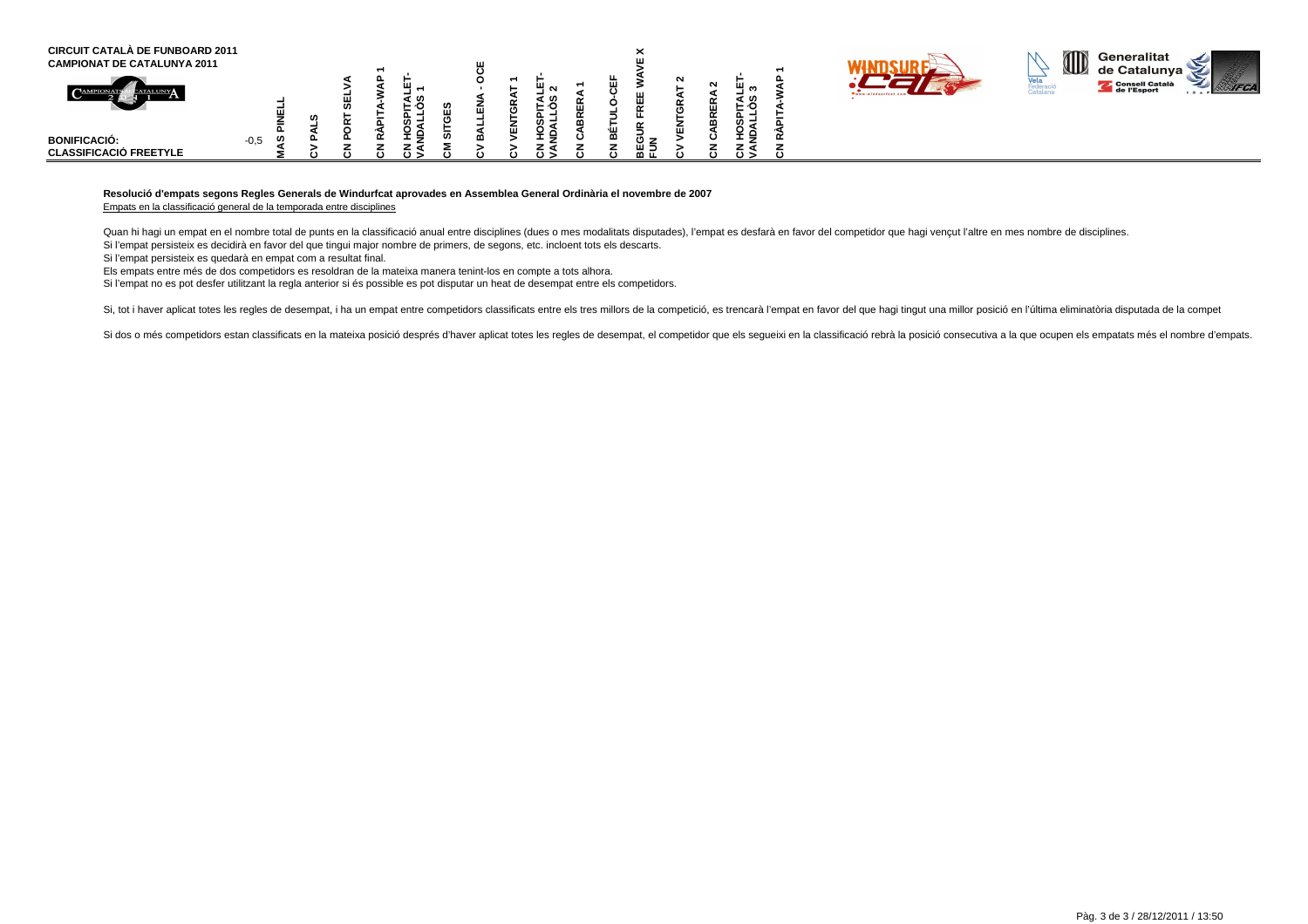**CIRCUIT CATALÀ DE FUNBOARD 2011**
**CAMPIONAT DE CATALUNYA 2011**

| | | MAS PINELL | CV PALS | CN PORT SELVA | CN RÀPITA-WAP 1 | CN HOSPITALET-VANDALLÒS 1 | CM SITGES | CV BALLENA - OCE | CV VENTGRAT 1 | CN HOSPITALET-VANDALLÒS 2 | CN CABRERA 1 | CN BÉTULO-CEF | BEGUR FREE WAVE X FUN | CV VENTGRAT 2 | CN CABRERA 2 | CN HOSPITALET-VANDALLÒS 3 | CN RÀPITA-WAP 1 |
|---|---|---|---|---|---|---|---|---|---|---|---|---|---|---|---|---|---|
| **BONIFICACIÓ:** **CLASSIFICACIÓ FREETYLE** | -0,5 | | | | | | | | | | | | | | | | |

**Resolució d'empats segons Regles Generals de Windurfcat aprovades en Assemblea General Ordinària el novembre de 2007**

Empats en la classificació general de la temporada entre disciplines

Quan hi hagi un empat en el nombre total de punts en la classificació anual entre disciplines (dues o mes modalitats disputades), l'empat es desfarà en favor del competidor que hagi vençut l'altre en mes nombre de disciplines.
Si l'empat persisteix es decidirà en favor del que tingui major nombre de primers, de segons, etc. incloent tots els descarts.
Si l'empat persisteix es quedarà en empat com a resultat final.
Els empats entre més de dos competidors es resoldran de la mateixa manera tenint-los en compte a tots alhora.
Si l'empat no es pot desfer utilitzant la regla anterior si és possible es pot disputar un heat de desempat entre els competidors.

Si, tot i haver aplicat totes les regles de desempat, i ha un empat entre competidors classificats entre els tres millors de la competició, es trencarà l'empat en favor del que hagi tingut una millor posició en l'última eliminatòria disputada de la compet

Si dos o més competidors estan classificats en la mateixa posició després d'haver aplicat totes les regles de desempat, el competidor que els segueixi en la classificació rebrà la posició consecutiva a la que ocupen els empatats més el nombre d'empats.